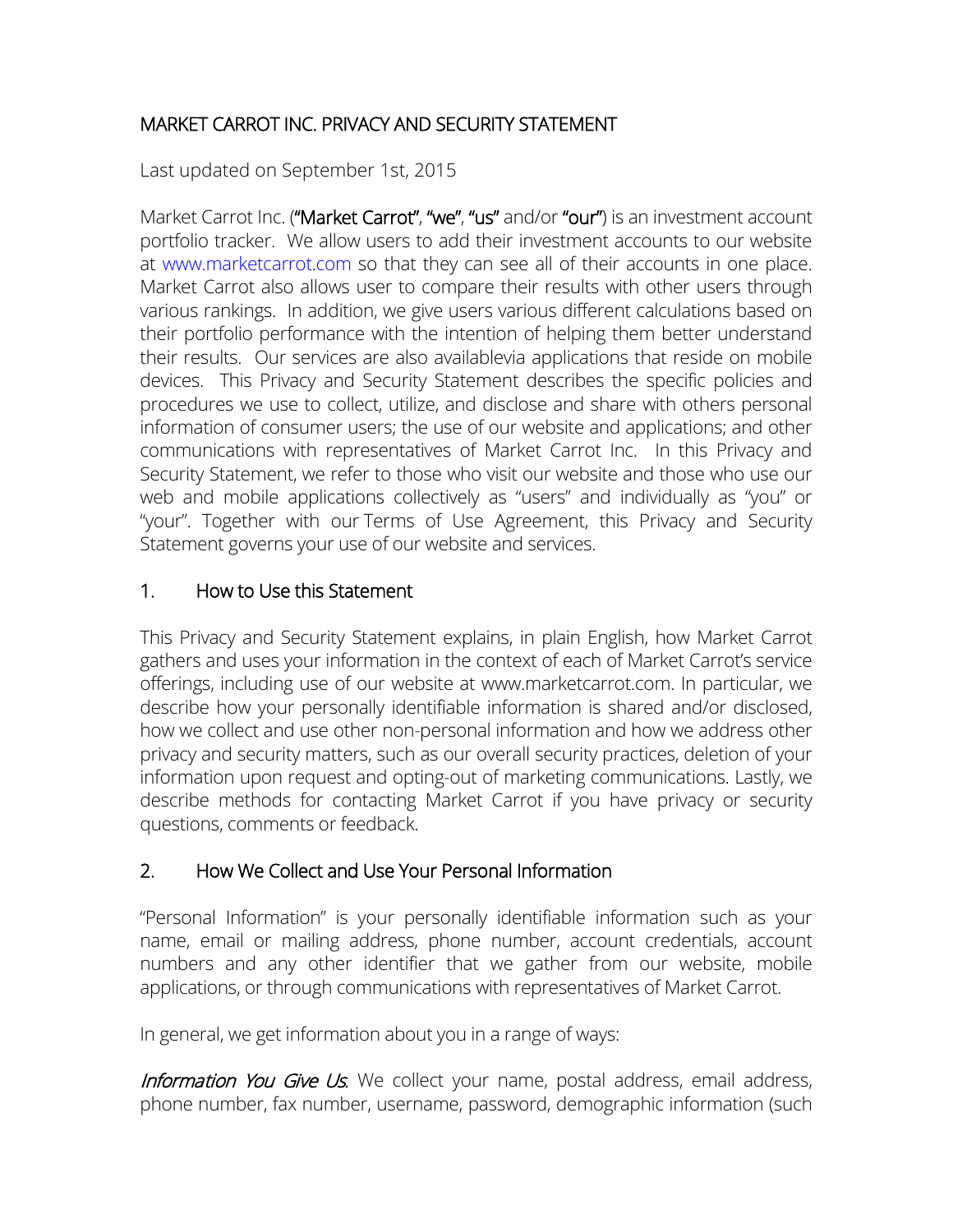# MARKET CARROT INC. PRIVACY AND SECURITY STATEMENT

Last updated on September 1st, 2015

Market Carrot Inc. (**"Market Carrot"**, **"we"**, **"us"** and/or **"our"**) is an investment account portfolio tracker. We allow users to add their investment accounts to our website at www.marketcarrot.com so that they can see all of their accounts in one place. Market Carrot also allows user to compare their results with other users through various rankings. In addition, we give users various different calculations based on their portfolio performance with the intention of helping them better understand their results. Our services are also availablevia applications that reside on mobile devices. This Privacy and Security Statement describes the specific policies and procedures we use to collect, utilize, and disclose and share with others personal information of consumer users; the use of our website and applications; and other communications with representatives of Market Carrot Inc. In this Privacy and Security Statement, we refer to those who visit our website and those who use our web and mobile applications collectively as "users" and individually as "you" or "your". Together with our Terms of Use Agreement, this Privacy and Security Statement governs your use of our website and services.

## 1. How to Use this Statement

This Privacy and Security Statement explains, in plain English, how Market Carrot gathers and uses your information in the context of each of Market Carrot's service offerings, including use of our website at www.marketcarrot.com. In particular, we describe how your personally identifiable information is shared and/or disclosed, how we collect and use other non-personal information and how we address other privacy and security matters, such as our overall security practices, deletion of your information upon request and opting-out of marketing communications. Lastly, we describe methods for contacting Market Carrot if you have privacy or security questions, comments or feedback.

## 2. How We Collect and Use Your Personal Information

"Personal Information" is your personally identifiable information such as your name, email or mailing address, phone number, account credentials, account numbers and any other identifier that we gather from our website, mobile applications, or through communications with representatives of Market Carrot.

In general, we get information about you in a range of ways:

*Information You Give Us.* We collect your name, postal address, email address, phone number, fax number, username, password, demographic information (such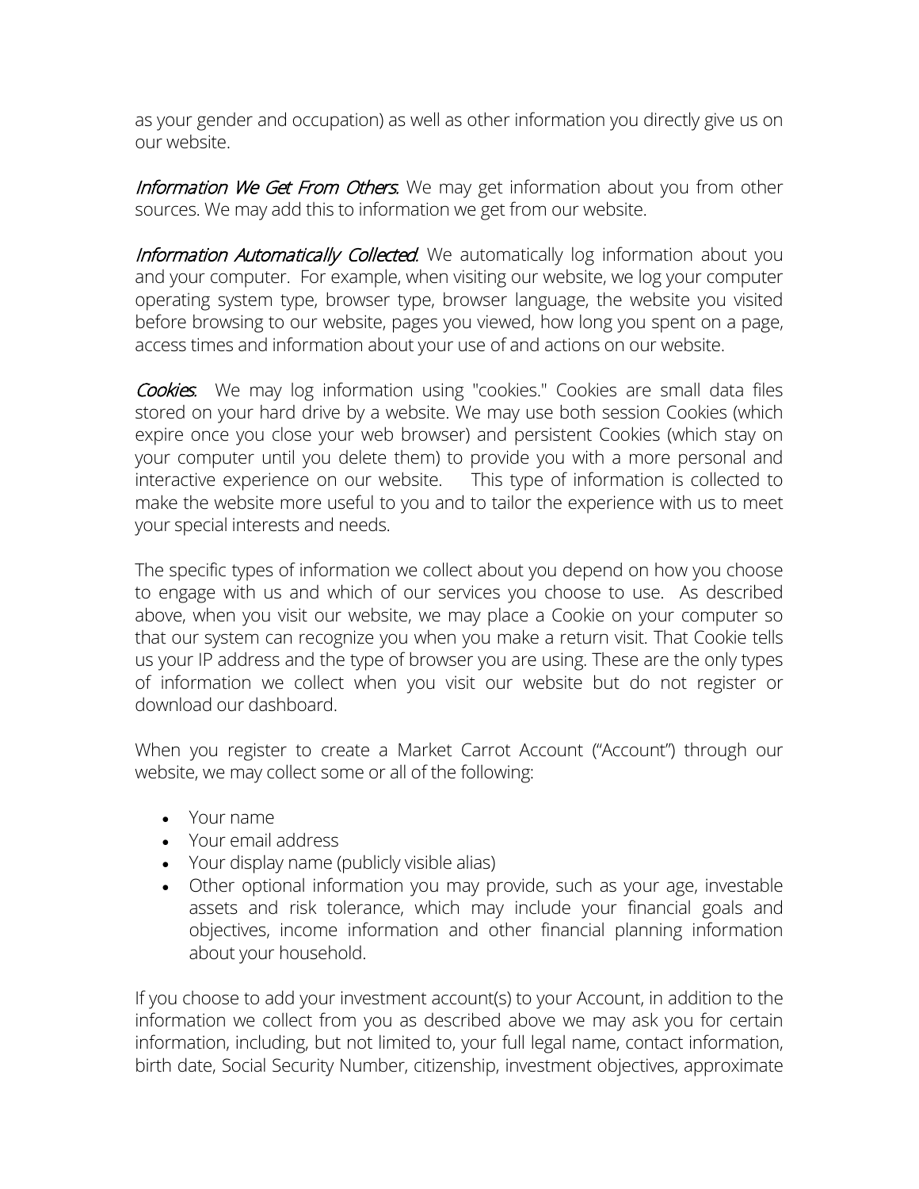as your gender and occupation) as well as other information you directly give us on our website.

*Information We Get From Others*. We may get information about you from other sources. We may add this to information we get from our website.

*Information Automatically Collected*. We automatically log information about you and your computer. For example, when visiting our website, we log your computer operating system type, browser type, browser language, the website you visited before browsing to our website, pages you viewed, how long you spent on a page, access times and information about your use of and actions on our website.

*Cookies*. We may log information using "cookies." Cookies are small data files stored on your hard drive by a website. We may use both session Cookies (which expire once you close your web browser) and persistent Cookies (which stay on your computer until you delete them) to provide you with a more personal and interactive experience on our website. This type of information is collected to make the website more useful to you and to tailor the experience with us to meet your special interests and needs.

The specific types of information we collect about you depend on how you choose to engage with us and which of our services you choose to use. As described above, when you visit our website, we may place a Cookie on your computer so that our system can recognize you when you make a return visit. That Cookie tells us your IP address and the type of browser you are using. These are the only types of information we collect when you visit our website but do not register or download our dashboard.

When you register to create a Market Carrot Account ("Account") through our website, we may collect some or all of the following:

- Your name
- Your email address
- Your display name (publicly visible alias)
- Other optional information you may provide, such as your age, investable assets and risk tolerance, which may include your financial goals and objectives, income information and other financial planning information about your household.

If you choose to add your investment account(s) to your Account, in addition to the information we collect from you as described above we may ask you for certain information, including, but not limited to, your full legal name, contact information, birth date, Social Security Number, citizenship, investment objectives, approximate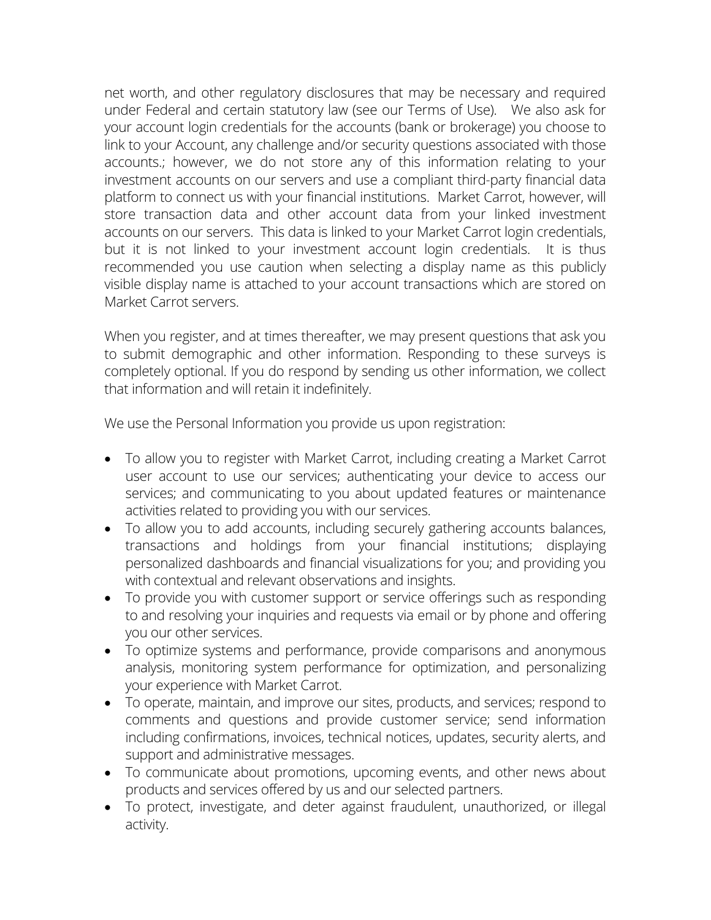net worth, and other regulatory disclosures that may be necessary and required under Federal and certain statutory law (see our Terms of Use). We also ask for your account login credentials for the accounts (bank or brokerage) you choose to link to your Account, any challenge and/or security questions associated with those accounts.; however, we do not store any of this information relating to your investment accounts on our servers and use a compliant third-party financial data platform to connect us with your financial institutions. Market Carrot, however, will store transaction data and other account data from your linked investment accounts on our servers. This data is linked to your Market Carrot login credentials, but it is not linked to your investment account login credentials. It is thus recommended you use caution when selecting a display name as this publicly visible display name is attached to your account transactions which are stored on Market Carrot servers.

When you register, and at times thereafter, we may present questions that ask you to submit demographic and other information. Responding to these surveys is completely optional. If you do respond by sending us other information, we collect that information and will retain it indefinitely.

We use the Personal Information you provide us upon registration:

- To allow you to register with Market Carrot, including creating a Market Carrot user account to use our services; authenticating your device to access our services; and communicating to you about updated features or maintenance activities related to providing you with our services.
- To allow you to add accounts, including securely gathering accounts balances, transactions and holdings from your financial institutions; displaying personalized dashboards and financial visualizations for you; and providing you with contextual and relevant observations and insights.
- To provide you with customer support or service offerings such as responding to and resolving your inquiries and requests via email or by phone and offering you our other services.
- To optimize systems and performance, provide comparisons and anonymous analysis, monitoring system performance for optimization, and personalizing your experience with Market Carrot.
- To operate, maintain, and improve our sites, products, and services; respond to comments and questions and provide customer service; send information including confirmations, invoices, technical notices, updates, security alerts, and support and administrative messages.
- To communicate about promotions, upcoming events, and other news about products and services offered by us and our selected partners.
- To protect, investigate, and deter against fraudulent, unauthorized, or illegal activity.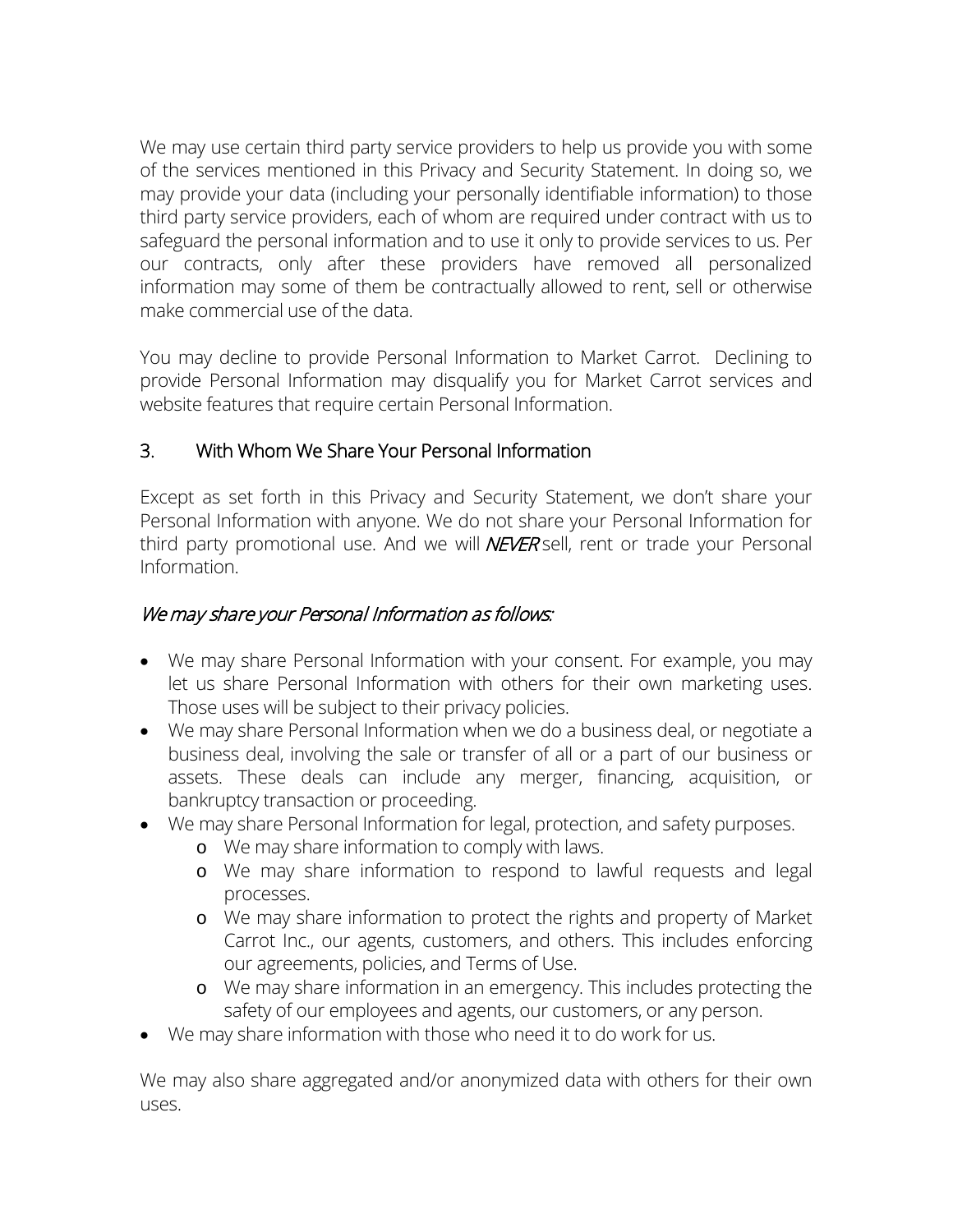We may use certain third party service providers to help us provide you with some of the services mentioned in this Privacy and Security Statement. In doing so, we may provide your data (including your personally identifiable information) to those third party service providers, each of whom are required under contract with us to safeguard the personal information and to use it only to provide services to us. Per our contracts, only after these providers have removed all personalized information may some of them be contractually allowed to rent, sell or otherwise make commercial use of the data.

You may decline to provide Personal Information to Market Carrot. Declining to provide Personal Information may disqualify you for Market Carrot services and website features that require certain Personal Information.

## 3. With Whom We Share Your Personal Information

Except as set forth in this Privacy and Security Statement, we don't share your Personal Information with anyone. We do not share your Personal Information for third party promotional use. And we will ***NEVER*** sell, rent or trade your Personal Information.

### *We may share your Personal Information as follows:*

- We may share Personal Information with your consent. For example, you may let us share Personal Information with others for their own marketing uses. Those uses will be subject to their privacy policies.
- We may share Personal Information when we do a business deal, or negotiate a business deal, involving the sale or transfer of all or a part of our business or assets. These deals can include any merger, financing, acquisition, or bankruptcy transaction or proceeding.
- We may share Personal Information for legal, protection, and safety purposes.
  - We may share information to comply with laws.
  - We may share information to respond to lawful requests and legal processes.
  - We may share information to protect the rights and property of Market Carrot Inc., our agents, customers, and others. This includes enforcing our agreements, policies, and Terms of Use.
  - We may share information in an emergency. This includes protecting the safety of our employees and agents, our customers, or any person.
- We may share information with those who need it to do work for us.

We may also share aggregated and/or anonymized data with others for their own uses.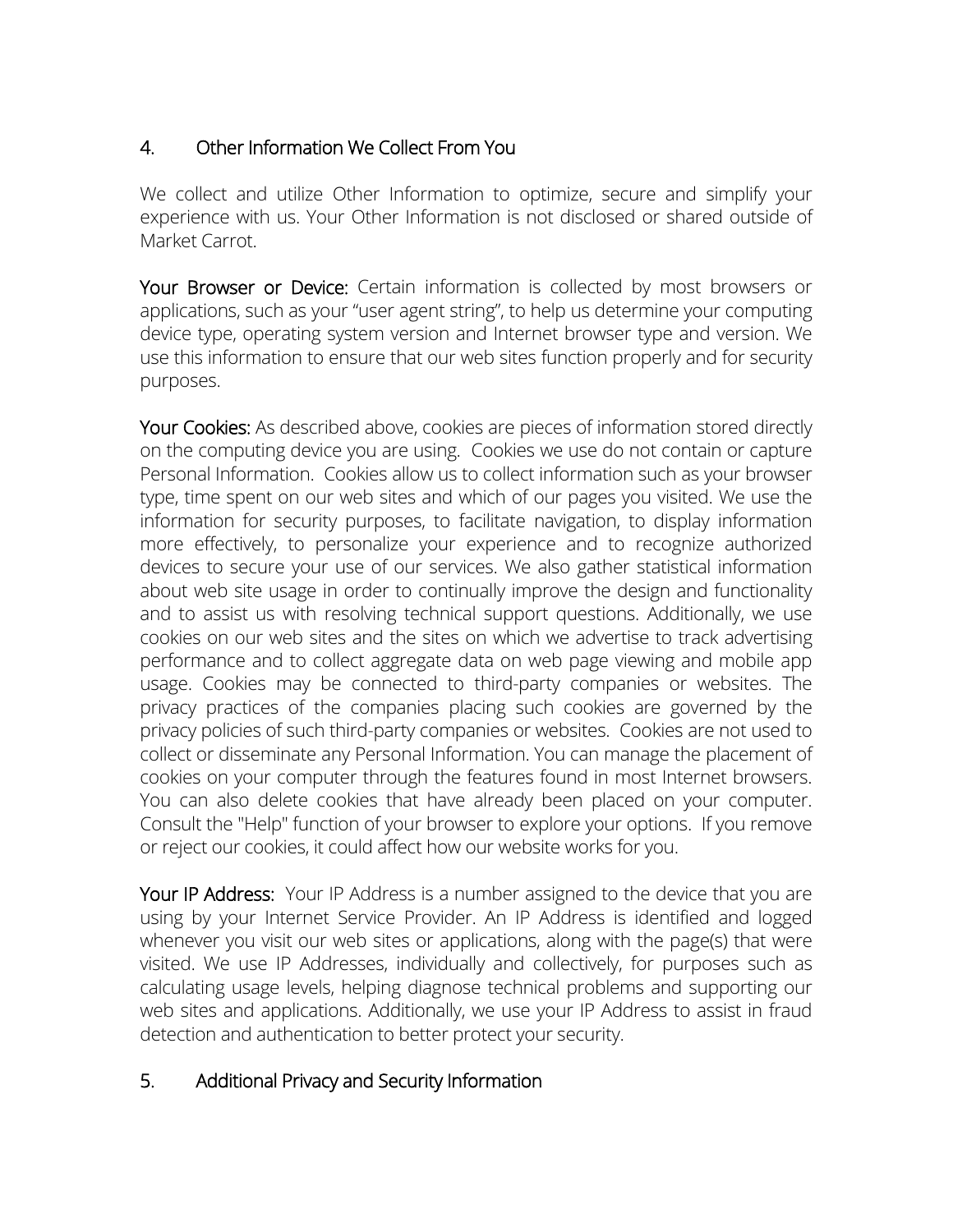## 4. Other Information We Collect From You

We collect and utilize Other Information to optimize, secure and simplify your experience with us. Your Other Information is not disclosed or shared outside of Market Carrot.

**Your Browser or Device:** Certain information is collected by most browsers or applications, such as your "user agent string", to help us determine your computing device type, operating system version and Internet browser type and version. We use this information to ensure that our web sites function properly and for security purposes.

**Your Cookies:** As described above, cookies are pieces of information stored directly on the computing device you are using. Cookies we use do not contain or capture Personal Information. Cookies allow us to collect information such as your browser type, time spent on our web sites and which of our pages you visited. We use the information for security purposes, to facilitate navigation, to display information more effectively, to personalize your experience and to recognize authorized devices to secure your use of our services. We also gather statistical information about web site usage in order to continually improve the design and functionality and to assist us with resolving technical support questions. Additionally, we use cookies on our web sites and the sites on which we advertise to track advertising performance and to collect aggregate data on web page viewing and mobile app usage. Cookies may be connected to third-party companies or websites. The privacy practices of the companies placing such cookies are governed by the privacy policies of such third-party companies or websites. Cookies are not used to collect or disseminate any Personal Information. You can manage the placement of cookies on your computer through the features found in most Internet browsers. You can also delete cookies that have already been placed on your computer. Consult the "Help" function of your browser to explore your options. If you remove or reject our cookies, it could affect how our website works for you.

**Your IP Address:** Your IP Address is a number assigned to the device that you are using by your Internet Service Provider. An IP Address is identified and logged whenever you visit our web sites or applications, along with the page(s) that were visited. We use IP Addresses, individually and collectively, for purposes such as calculating usage levels, helping diagnose technical problems and supporting our web sites and applications. Additionally, we use your IP Address to assist in fraud detection and authentication to better protect your security.

## 5. Additional Privacy and Security Information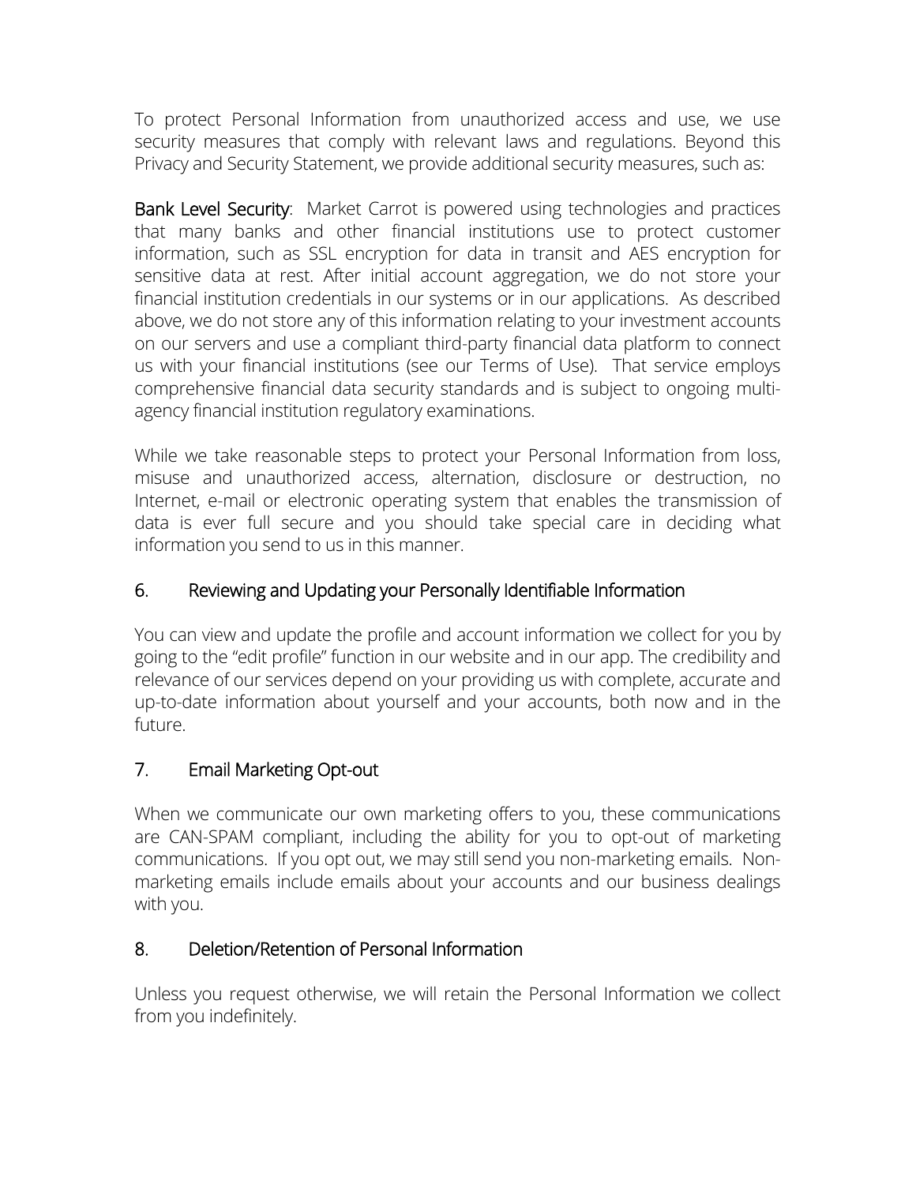To protect Personal Information from unauthorized access and use, we use security measures that comply with relevant laws and regulations. Beyond this Privacy and Security Statement, we provide additional security measures, such as:

**Bank Level Security**: Market Carrot is powered using technologies and practices that many banks and other financial institutions use to protect customer information, such as SSL encryption for data in transit and AES encryption for sensitive data at rest. After initial account aggregation, we do not store your financial institution credentials in our systems or in our applications. As described above, we do not store any of this information relating to your investment accounts on our servers and use a compliant third-party financial data platform to connect us with your financial institutions (see our Terms of Use). That service employs comprehensive financial data security standards and is subject to ongoing multi-agency financial institution regulatory examinations.

While we take reasonable steps to protect your Personal Information from loss, misuse and unauthorized access, alternation, disclosure or destruction, no Internet, e-mail or electronic operating system that enables the transmission of data is ever full secure and you should take special care in deciding what information you send to us in this manner.

## 6. Reviewing and Updating your Personally Identifiable Information

You can view and update the profile and account information we collect for you by going to the "edit profile" function in our website and in our app. The credibility and relevance of our services depend on your providing us with complete, accurate and up-to-date information about yourself and your accounts, both now and in the future.

## 7. Email Marketing Opt-out

When we communicate our own marketing offers to you, these communications are CAN-SPAM compliant, including the ability for you to opt-out of marketing communications. If you opt out, we may still send you non-marketing emails. Non-marketing emails include emails about your accounts and our business dealings with you.

## 8. Deletion/Retention of Personal Information

Unless you request otherwise, we will retain the Personal Information we collect from you indefinitely.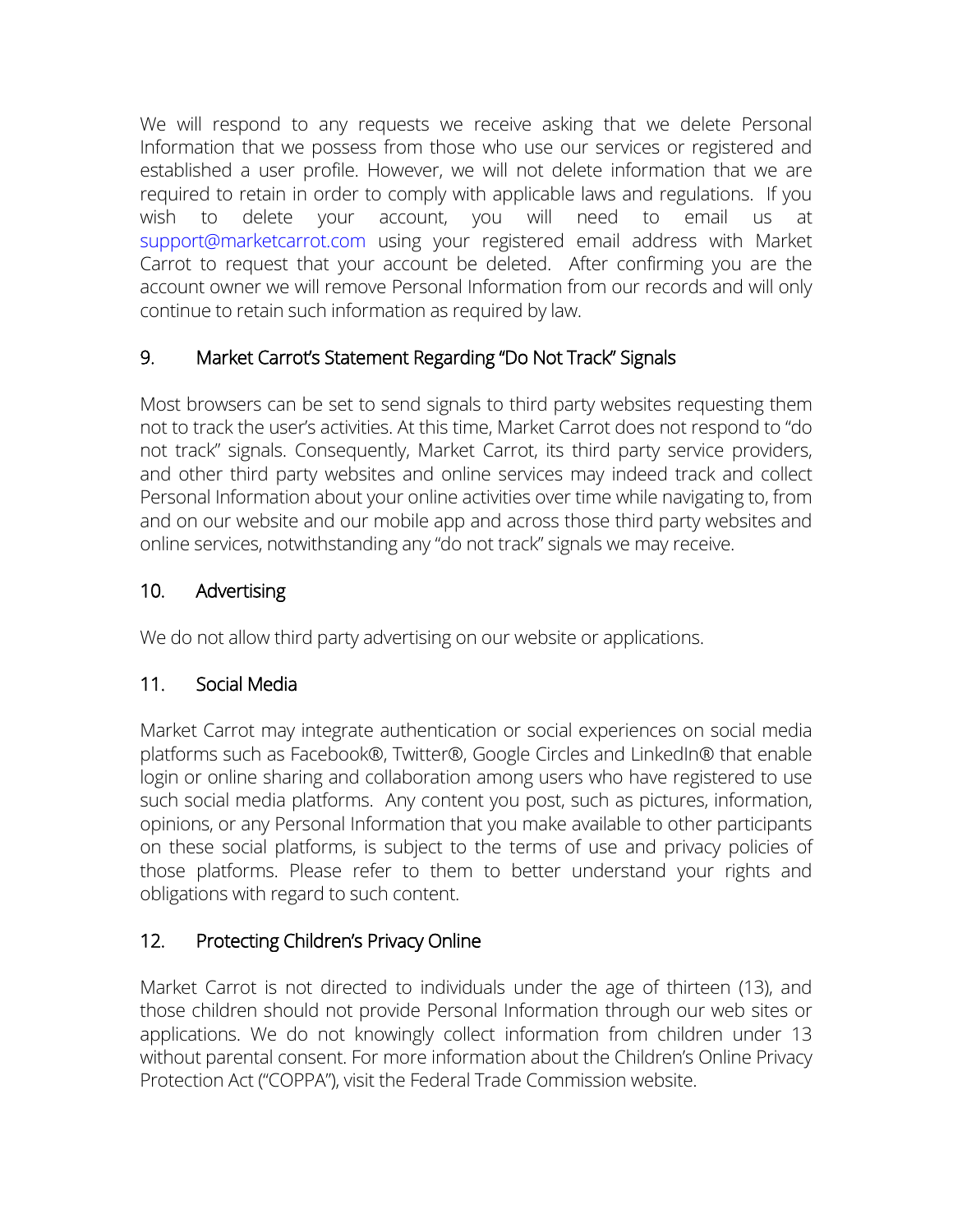We will respond to any requests we receive asking that we delete Personal Information that we possess from those who use our services or registered and established a user profile. However, we will not delete information that we are required to retain in order to comply with applicable laws and regulations. If you wish to delete your account, you will need to email us at support@marketcarrot.com using your registered email address with Market Carrot to request that your account be deleted. After confirming you are the account owner we will remove Personal Information from our records and will only continue to retain such information as required by law.

## 9. Market Carrot's Statement Regarding "Do Not Track" Signals

Most browsers can be set to send signals to third party websites requesting them not to track the user's activities. At this time, Market Carrot does not respond to "do not track" signals. Consequently, Market Carrot, its third party service providers, and other third party websites and online services may indeed track and collect Personal Information about your online activities over time while navigating to, from and on our website and our mobile app and across those third party websites and online services, notwithstanding any "do not track" signals we may receive.

## 10. Advertising

We do not allow third party advertising on our website or applications.

## 11. Social Media

Market Carrot may integrate authentication or social experiences on social media platforms such as Facebook®, Twitter®, Google Circles and LinkedIn® that enable login or online sharing and collaboration among users who have registered to use such social media platforms. Any content you post, such as pictures, information, opinions, or any Personal Information that you make available to other participants on these social platforms, is subject to the terms of use and privacy policies of those platforms. Please refer to them to better understand your rights and obligations with regard to such content.

## 12. Protecting Children's Privacy Online

Market Carrot is not directed to individuals under the age of thirteen (13), and those children should not provide Personal Information through our web sites or applications. We do not knowingly collect information from children under 13 without parental consent. For more information about the Children's Online Privacy Protection Act ("COPPA"), visit the Federal Trade Commission website.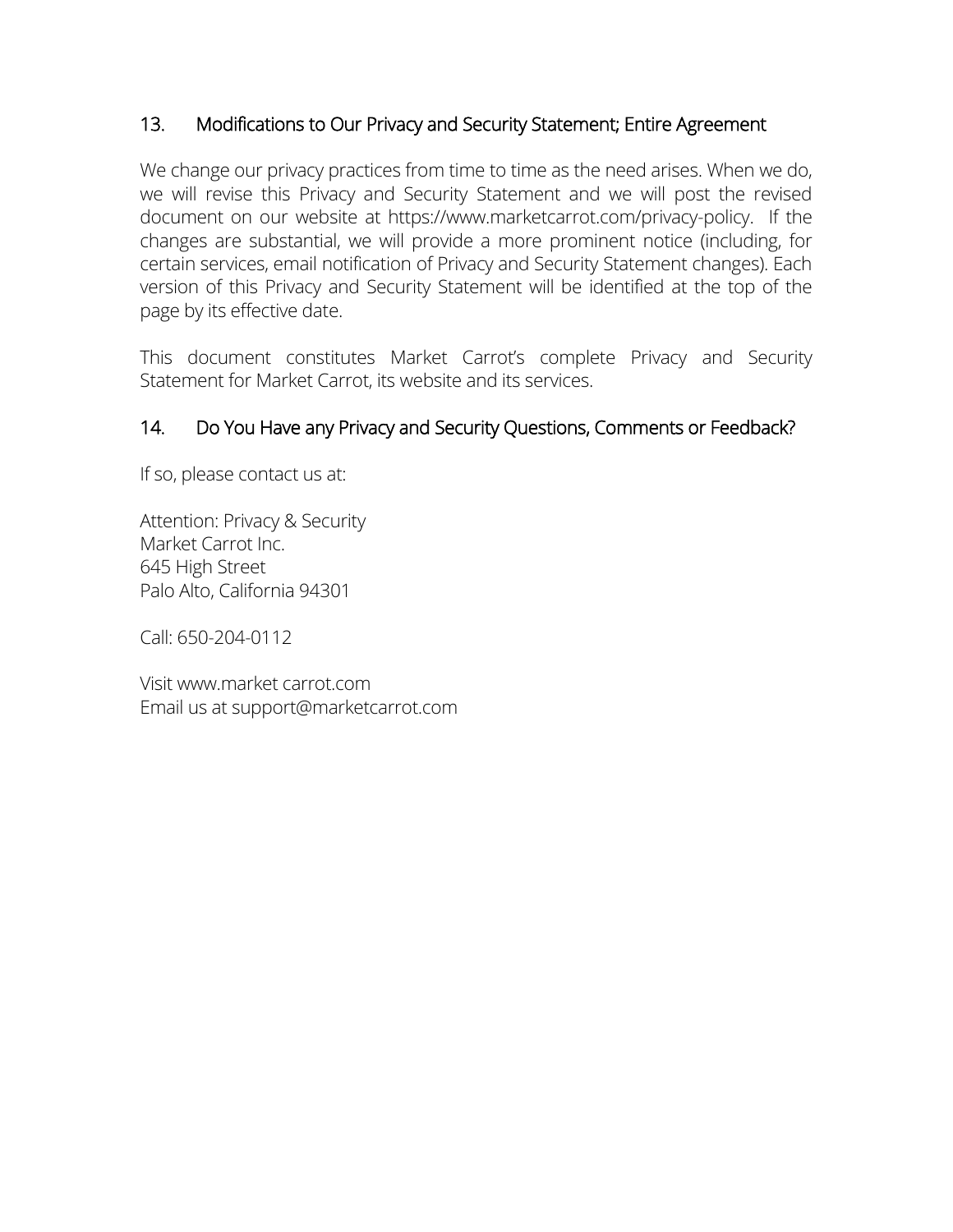## 13. Modifications to Our Privacy and Security Statement; Entire Agreement

We change our privacy practices from time to time as the need arises. When we do, we will revise this Privacy and Security Statement and we will post the revised document on our website at https://www.marketcarrot.com/privacy-policy. If the changes are substantial, we will provide a more prominent notice (including, for certain services, email notification of Privacy and Security Statement changes). Each version of this Privacy and Security Statement will be identified at the top of the page by its effective date.

This document constitutes Market Carrot's complete Privacy and Security Statement for Market Carrot, its website and its services.

## 14. Do You Have any Privacy and Security Questions, Comments or Feedback?

If so, please contact us at:

Attention: Privacy & Security
Market Carrot Inc.
645 High Street
Palo Alto, California 94301

Call: 650-204-0112

Visit www.market carrot.com
Email us at support@marketcarrot.com